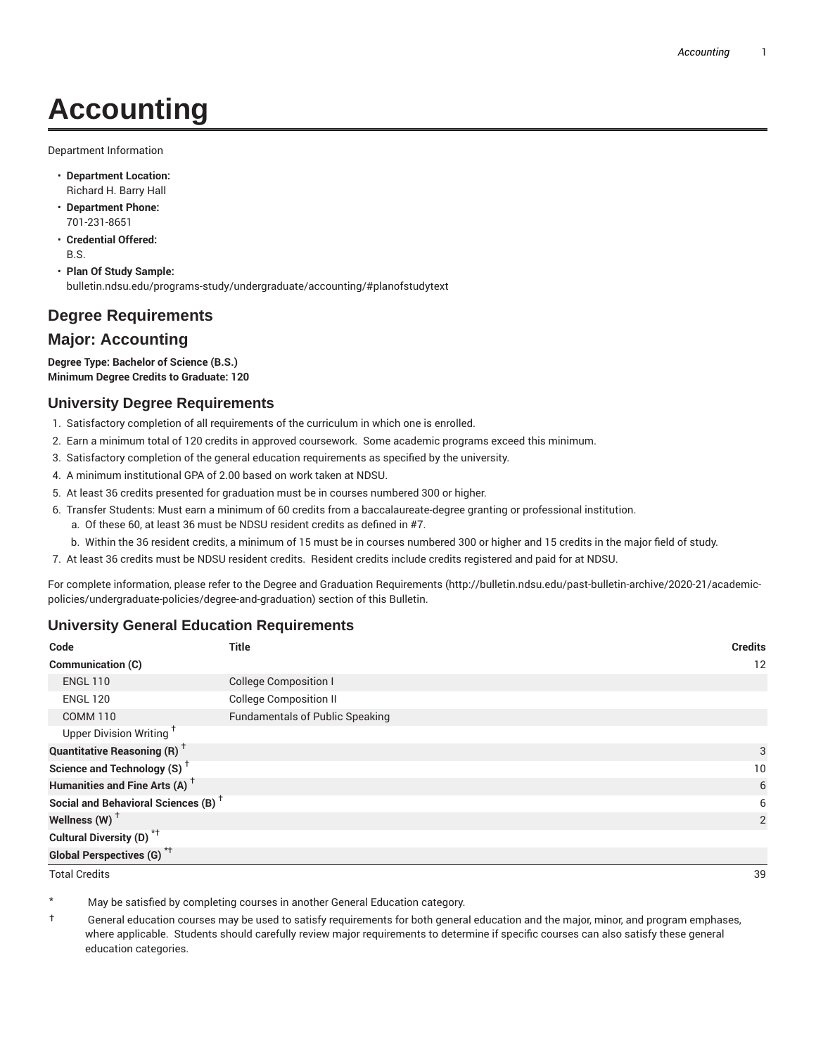# Accounting

Department Information

- **Department Location:**
  Richard H. Barry Hall
- **Department Phone:**
  701-231-8651
- **Credential Offered:**
  B.S.
- **Plan Of Study Sample:**
  bulletin.ndsu.edu/programs-study/undergraduate/accounting/#planofstudytext

## Degree Requirements

## Major: Accounting

**Degree Type: Bachelor of Science (B.S.)**
**Minimum Degree Credits to Graduate: 120**

### University Degree Requirements

1. Satisfactory completion of all requirements of the curriculum in which one is enrolled.
2. Earn a minimum total of 120 credits in approved coursework. Some academic programs exceed this minimum.
3. Satisfactory completion of the general education requirements as specified by the university.
4. A minimum institutional GPA of 2.00 based on work taken at NDSU.
5. At least 36 credits presented for graduation must be in courses numbered 300 or higher.
6. Transfer Students: Must earn a minimum of 60 credits from a baccalaureate-degree granting or professional institution.
   a. Of these 60, at least 36 must be NDSU resident credits as defined in #7.
   b. Within the 36 resident credits, a minimum of 15 must be in courses numbered 300 or higher and 15 credits in the major field of study.
7. At least 36 credits must be NDSU resident credits. Resident credits include credits registered and paid for at NDSU.

For complete information, please refer to the Degree and Graduation Requirements (http://bulletin.ndsu.edu/past-bulletin-archive/2020-21/academic-policies/undergraduate-policies/degree-and-graduation) section of this Bulletin.

### University General Education Requirements

| Code | Title | Credits |
|---|---|---|
| **Communication (C)** | | 12 |
| ENGL 110 | College Composition I | |
| ENGL 120 | College Composition II | |
| COMM 110 | Fundamentals of Public Speaking | |
| Upper Division Writing † | | |
| **Quantitative Reasoning (R) †** | | 3 |
| **Science and Technology (S) †** | | 10 |
| **Humanities and Fine Arts (A) †** | | 6 |
| **Social and Behavioral Sciences (B) †** | | 6 |
| **Wellness (W) †** | | 2 |
| **Cultural Diversity (D) *†** | | |
| **Global Perspectives (G) *†** | | |
| Total Credits | | 39 |

\* May be satisfied by completing courses in another General Education category.

† General education courses may be used to satisfy requirements for both general education and the major, minor, and program emphases, where applicable. Students should carefully review major requirements to determine if specific courses can also satisfy these general education categories.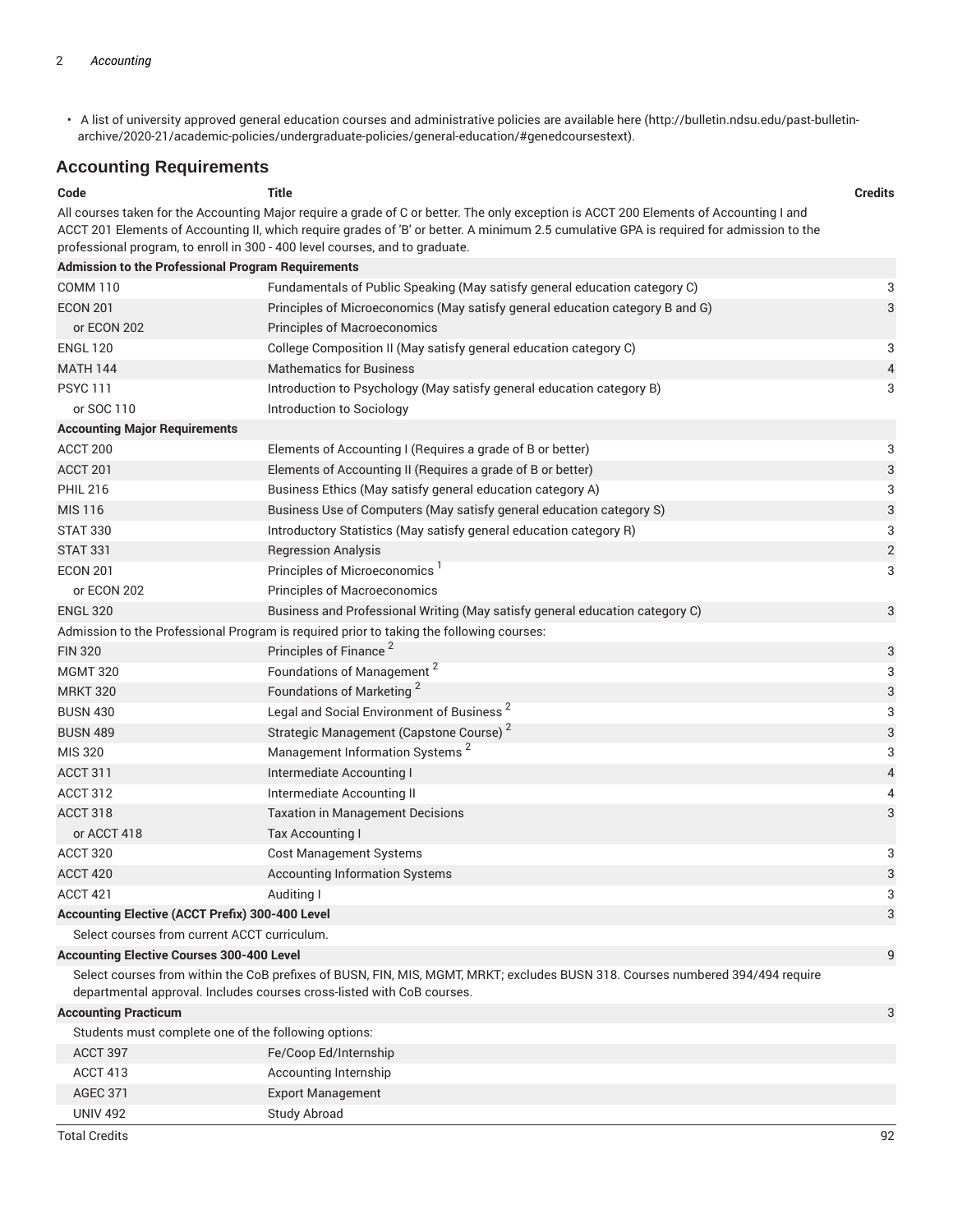- A list of university approved general education courses and administrative policies are available here (http://bulletin.ndsu.edu/past-bulletin-archive/2020-21/academic-policies/undergraduate-policies/general-education/#genedcoursestext).

## Accounting Requirements

| Code | Title | Credits |
|---|---|---|
| All courses taken for the Accounting Major require a grade of C or better. The only exception is ACCT 200 Elements of Accounting I and ACCT 201 Elements of Accounting II, which require grades of 'B' or better. A minimum 2.5 cumulative GPA is required for admission to the professional program, to enroll in 300 - 400 level courses, and to graduate. | | |
| **Admission to the Professional Program Requirements** | | |
| COMM 110 | Fundamentals of Public Speaking (May satisfy general education category C) | 3 |
| ECON 201 | Principles of Microeconomics (May satisfy general education category B and G) | 3 |
| or ECON 202 | Principles of Macroeconomics | |
| ENGL 120 | College Composition II (May satisfy general education category C) | 3 |
| MATH 144 | Mathematics for Business | 4 |
| PSYC 111 | Introduction to Psychology (May satisfy general education category B) | 3 |
| or SOC 110 | Introduction to Sociology | |
| **Accounting Major Requirements** | | |
| ACCT 200 | Elements of Accounting I (Requires a grade of B or better) | 3 |
| ACCT 201 | Elements of Accounting II (Requires a grade of B or better) | 3 |
| PHIL 216 | Business Ethics (May satisfy general education category A) | 3 |
| MIS 116 | Business Use of Computers (May satisfy general education category S) | 3 |
| STAT 330 | Introductory Statistics (May satisfy general education category R) | 3 |
| STAT 331 | Regression Analysis | 2 |
| ECON 201 | Principles of Microeconomics [1] | 3 |
| or ECON 202 | Principles of Macroeconomics | |
| ENGL 320 | Business and Professional Writing (May satisfy general education category C) | 3 |
| Admission to the Professional Program is required prior to taking the following courses: | | |
| FIN 320 | Principles of Finance [2] | 3 |
| MGMT 320 | Foundations of Management [2] | 3 |
| MRKT 320 | Foundations of Marketing [2] | 3 |
| BUSN 430 | Legal and Social Environment of Business [2] | 3 |
| BUSN 489 | Strategic Management (Capstone Course) [2] | 3 |
| MIS 320 | Management Information Systems [2] | 3 |
| ACCT 311 | Intermediate Accounting I | 4 |
| ACCT 312 | Intermediate Accounting II | 4 |
| ACCT 318 | Taxation in Management Decisions | 3 |
| or ACCT 418 | Tax Accounting I | |
| ACCT 320 | Cost Management Systems | 3 |
| ACCT 420 | Accounting Information Systems | 3 |
| ACCT 421 | Auditing I | 3 |
| **Accounting Elective (ACCT Prefix) 300-400 Level** | | 3 |
| Select courses from current ACCT curriculum. | | |
| **Accounting Elective Courses 300-400 Level** | | 9 |
| Select courses from within the CoB prefixes of BUSN, FIN, MIS, MGMT, MRKT; excludes BUSN 318. Courses numbered 394/494 require departmental approval. Includes courses cross-listed with CoB courses. | | |
| **Accounting Practicum** | | 3 |
| Students must complete one of the following options: | | |
| ACCT 397 | Fe/Coop Ed/Internship | |
| ACCT 413 | Accounting Internship | |
| AGEC 371 | Export Management | |
| UNIV 492 | Study Abroad | |
| Total Credits | | 92 |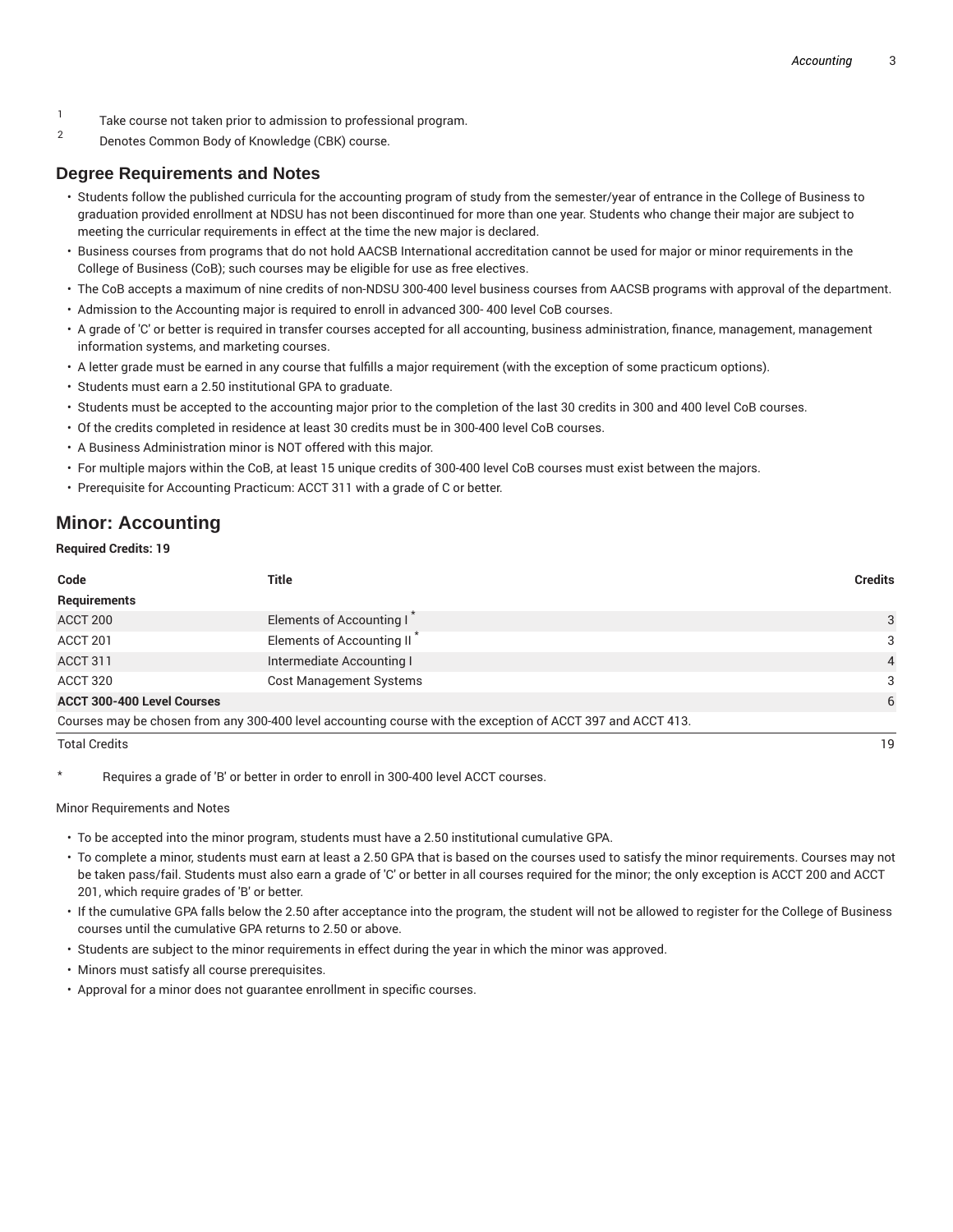1. Take course not taken prior to admission to professional program.
2. Denotes Common Body of Knowledge (CBK) course.

## Degree Requirements and Notes

- Students follow the published curricula for the accounting program of study from the semester/year of entrance in the College of Business to graduation provided enrollment at NDSU has not been discontinued for more than one year. Students who change their major are subject to meeting the curricular requirements in effect at the time the new major is declared.
- Business courses from programs that do not hold AACSB International accreditation cannot be used for major or minor requirements in the College of Business (CoB); such courses may be eligible for use as free electives.
- The CoB accepts a maximum of nine credits of non-NDSU 300-400 level business courses from AACSB programs with approval of the department.
- Admission to the Accounting major is required to enroll in advanced 300- 400 level CoB courses.
- A grade of 'C' or better is required in transfer courses accepted for all accounting, business administration, finance, management, management information systems, and marketing courses.
- A letter grade must be earned in any course that fulfills a major requirement (with the exception of some practicum options).
- Students must earn a 2.50 institutional GPA to graduate.
- Students must be accepted to the accounting major prior to the completion of the last 30 credits in 300 and 400 level CoB courses.
- Of the credits completed in residence at least 30 credits must be in 300-400 level CoB courses.
- A Business Administration minor is NOT offered with this major.
- For multiple majors within the CoB, at least 15 unique credits of 300-400 level CoB courses must exist between the majors.
- Prerequisite for Accounting Practicum: ACCT 311 with a grade of C or better.

## Minor: Accounting

**Required Credits: 19**

| Code | Title | Credits |
|---|---|---|
| **Requirements** | | |
| ACCT 200 | Elements of Accounting I * | 3 |
| ACCT 201 | Elements of Accounting II * | 3 |
| ACCT 311 | Intermediate Accounting I | 4 |
| ACCT 320 | Cost Management Systems | 3 |
| **ACCT 300-400 Level Courses** | | 6 |
| Courses may be chosen from any 300-400 level accounting course with the exception of ACCT 397 and ACCT 413. | | |
| Total Credits | | 19 |

\* Requires a grade of 'B' or better in order to enroll in 300-400 level ACCT courses.

Minor Requirements and Notes

- To be accepted into the minor program, students must have a 2.50 institutional cumulative GPA.
- To complete a minor, students must earn at least a 2.50 GPA that is based on the courses used to satisfy the minor requirements. Courses may not be taken pass/fail. Students must also earn a grade of 'C' or better in all courses required for the minor; the only exception is ACCT 200 and ACCT 201, which require grades of 'B' or better.
- If the cumulative GPA falls below the 2.50 after acceptance into the program, the student will not be allowed to register for the College of Business courses until the cumulative GPA returns to 2.50 or above.
- Students are subject to the minor requirements in effect during the year in which the minor was approved.
- Minors must satisfy all course prerequisites.
- Approval for a minor does not guarantee enrollment in specific courses.